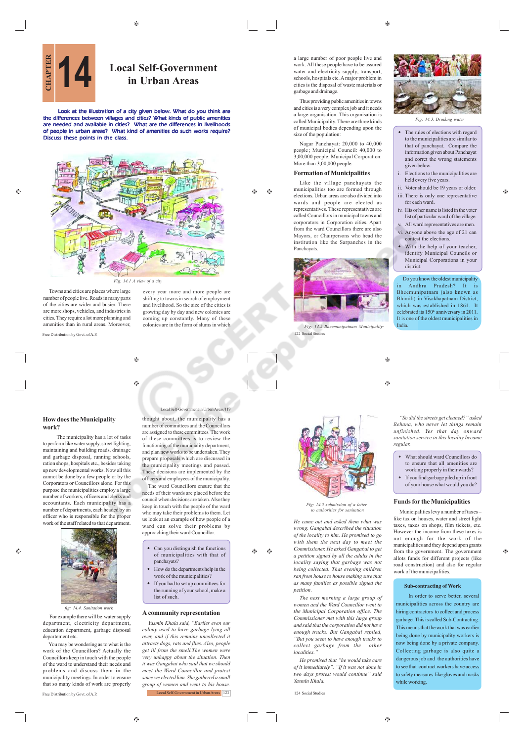# CHAPTER 14

# Local Self-Government in Urban Areas

**Look at the illustration of a city given below. What do you think are the differences between villages and cities? What kinds of public amenities are needed and available in cities? What are the differences in livelihoods of people in urban areas? What kind of amenities do such works require? Discuss these points in the class.**

*Fig: 14.1 A view of a city*

Towns and cities are places where large number of people live. Roads in many parts of the cities are wider and busier. There are more shops, vehicles, and industries in cities. They require a lot more planning and amenities than in rural areas. Moreover, every year more and more people are shifting to towns in search of employment and livelihood. So the size of the cities is growing day by day and new colonies are coming up constantly. Many of these colonies are in the form of slums in which a large number of poor people live and work. All these people have to be assured water and electricity supply, transport, schools, hospitals etc. A major problem in cities is the disposal of waste materials or garbage and drainage.

Thus providing public amenities in towns and cities is a very complex job and it needs a large organisation. This organisation is called Municipality. There are three kinds of municipal bodies depending upon the size of the population:

Nagar Panchayat: 20,000 to 40,000 people; Municipal Council: 40,000 to 3,00,000 people; Municipal Corporation: More than 3,00,000 people.

## Formation of Municipalities

Like the village panchayats the municipalities too are formed through elections. Urban areas are also divided into wards and people are elected as representatives. These representatives are called Councillors in municipal towns and corporators in Corporation cities. Apart from the ward Councillors there are also Mayors, or Chairpersons who head the institution like the Sarpanches in the Panchayats.

*Fig: 14.2 Bheemunipatnam Municipality*

*Fig: 14.3. Drinking water*

- The rules of elections with regard to the municipalities are similar to that of panchayat. Compare the information given about Panchayat and corret the wrong statements given below:
  - i. Elections to the municipalities are held every five years.
  - ii. Voter should be 19 years or older.
  - iii. There is only one representative for each ward.
  - iv. His or her name is listed in the voter list of particular ward of the village.
  - v. All ward representatives are men.
  - vi. Anyone above the age of 21 can contest the elections.
- With the help of your teacher, identify Municipal Councils or Municipal Corporations in your district.

Do you know the oldest municipality in Andhra Pradesh? It is Bheemunipatnam (also known as Bhimili) in Visakhapatnam District, which was established in 1861. It celebrated its 150th anniversary in 2011. It is one of the oldest municipalities in India.

## How does the Municipality work?

The municipality has a lot of tasks to perform like water supply, street lighting, maintaining and building roads, drainage and garbage disposal, running schools, ration shops, hospitals etc., besides taking up new developmental works. Now all this cannot be done by a few people or by the Corporators or Councillors alone. For this purpose the municipalities employ a large number of workers, officers and clerks and accountants. Each municipality has a number of departments, each headed by an officer who is responsible for the proper work of the staff related to that department.

*fig: 14.4. Sanitation work*

For example there will be water supply department, electricity department, education department, garbage disposal department etc.

You may be wondering as to what is the work of the Councillors? Actually the Councillors keep in touch with the people of the ward to understand their needs and problems and discuss them in the municipality meetings. In order to ensure that so many kinds of work are properly thought about, the municipality has a number of committees and the Councillors are assigned to these committees. The work of these committees is to review the functioning of the municiality department, and plan new works to be undertaken. They prepare proposals which are discussed in the municipality meetings and passed. These decisions are implemented by the officers and employees of the municipality.

The ward Councillors ensure that the needs of their wards are placed before the council when decisions are taken. Also they keep in touch with the people of the ward who may take their problems to them. Let us look at an example of how people of a ward can solve their problems by approaching their ward Councillor.

- Can you distinguish the functions of municipalities with that of panchayats?
- How do the departments help in the work of the municipalities?
- If you had to set up committees for the running of your school, make a list of such.

## A community representation

*Yasmin Khala said, "Earlier even our colony used to have garbage lying all over, and if this remains uncollected it attracts dogs, rats and flies. Also, people get ill from the smell.The women were very unhappy about the situation. Then it was Gangabai who said that we should meet the Ward Councillor and protest since we elected him. She gathered a small group of women and went to his house.*

*Fig: 14.5 submission of a letter to authorities for sanitation*

*He came out and asked them what was wrong. Gangabai described the situation of the locality to him. He promised to go with them the next day to meet the Commissioner. He asked Gangabai to get a petition signed by all the adults in the locality saying that garbage was not being collected. That evening children ran from house to house making sure that as many families as possible signed the petition.*

*The next morning a large group of women and the Ward Councillor went to the Municipal Corporation office. The Commissioner met with this large group and said that the corporation did not have enough trucks. But Gangabai replied, "But you seem to have enough trucks to collect garbage from the other localities."*

*He promised that "he would take care of it immediately". "If it was not done in two days protest would continue" said Yasmin Khala.*

*"So did the streets get cleaned?" asked Rehana, who never let things remain unfinished. Yes that day onward sanitation service in this locality became regular.*

- What should ward Councillors do to ensure that all amenities are working properly in their wards?
- If you find garbage piled up in front of your house what would you do?

## Funds for the Municipalities

Municipalities levy a number of taxes – like tax on houses, water and street light taxes, taxes on shops, film tickets, etc. However the income from these taxes is not enough for the work of the municipalities and they depend upon grants from the government. The government allots funds for different projects (like road construction) and also for regular work of the municipalities.

### Sub-contracting of Work

In order to serve better, several municipalities across the country are hiring contractors to collect and process garbage. This is called Sub-Contracting. This means that the work that was earlier being done by municipality workers is now being done by a private company. Collecting garbage is also quite a dangerous job and the authorities have to see that contract workers have access to safety measures like gloves and masks while working.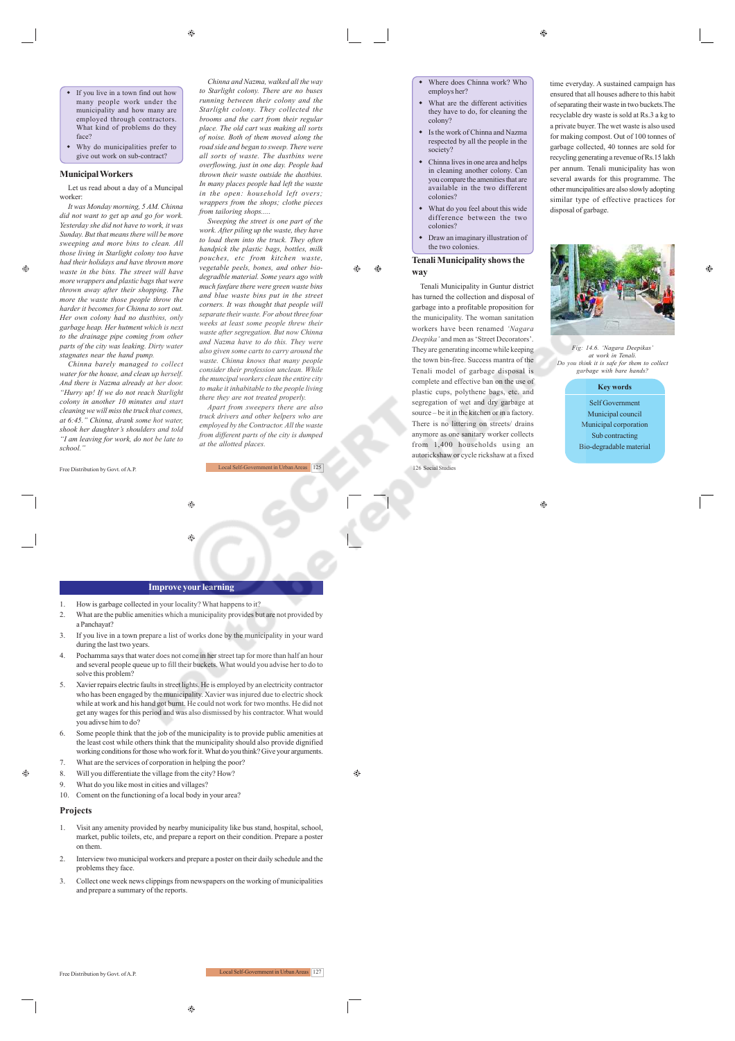- If you live in a town find out how many people work under the municipality and how many are employed through contractors. What kind of problems do they face?
- Why do municipalities prefer to give out work on sub-contract?

## Municipal Workers

Let us read about a day of a Municipal worker:

*It was Monday morning, 5 AM. Chinna did not want to get up and go for work. Yesterday she did not have to work, it was Sunday. But that means there will be more sweeping and more bins to clean. All those living in Starlight colony too have had their holidays and have thrown more waste in the bins. The street will have more wrappers and plastic bags that were thrown away after their shopping. The more the waste those people throw the harder it becomes for Chinna to sort out. Her own colony had no dustbins, only garbage heap. Her hutment which is next to the drainage pipe coming from other parts of the city was leaking. Dirty water stagnates near the hand pump.*

*Chinna barely managed to collect water for the house, and clean up herself. And there is Nazma already at her door. "Hurry up! If we do not reach Starlight colony in another 10 minutes and start cleaning we will miss the truck that comes, at 6:45." Chinna, drank some hot water, shook her daughter's shoulders and told "I am leaving for work, do not be late to school."*

*Chinna and Nazma, walked all the way to Starlight colony. There are no buses running between their colony and the Starlight colony. They collected the brooms and the cart from their regular place. The old cart was making all sorts of noise. Both of them moved along the road side and began to sweep. There were all sorts of waste. The dustbins were overflowing, just in one day. People had thrown their waste outside the dustbins. In many places people had left the waste in the open: household left overs; wrappers from the shops; clothe pieces from tailoring shops.....*

*Sweeping the street is one part of the work. After piling up the waste, they have to load them into the truck. They often handpick the plastic bags, bottles, milk pouches, etc from kitchen waste, vegetable peels, bones, and other bio-degradable material. Some years ago with much fanfare there were green waste bins and blue waste bins put in the street corners. It was thought that people will separate their waste. For about three four weeks at least some people threw their waste after segregation. But now Chinna and Nazma have to do this. They were also given some carts to carry around the waste. Chinna knows that many people consider their profession unclean. While the muncipal workers clean the entire city to make it inhabitable to the people living there they are not treated properly.*

*Apart from sweepers there are also truck drivers and other helpers who are employed by the Contractor. All the waste from different parts of the city is dumped at the allotted places.*

- Where does Chinna work? Who employs her?
- What are the different activities they have to do, for cleaning the colony?
- Is the work of Chinna and Nazma respected by all the people in the society?
- Chinna lives in one area and helps in cleaning another colony. Can you compare the amenities that are available in the two different colonies?
- What do you feel about this wide difference between the two colonies?
- Draw an imaginary illustration of the two colonies.

## Tenali Municipality shows the way

Tenali Municipality in Guntur district has turned the collection and disposal of garbage into a profitable proposition for the municipality. The woman sanitation workers have been renamed *'Nagara Deepika'* and men as 'Street Decorators'. They are generating income while keeping the town bin-free. Success mantra of the Tenali model of garbage disposal is complete and effective ban on the use of plastic cups, polythene bags, etc. and segregation of wet and dry garbage at source – be it in the kitchen or in a factory. There is no littering on streets/ drains anymore as one sanitary worker collects from 1,400 households using an autorickshaw or cycle rickshaw at a fixed time everyday. A sustained campaign has ensured that all houses adhere to this habit of separating their waste in two buckets. The recyclable dry waste is sold at Rs.3 a kg to a private buyer. The wet waste is also used for making compost. Out of 100 tonnes of garbage collected, 40 tonnes are sold for recycling generating a revenue of Rs.15 lakh per annum. Tenali municipality has won several awards for this programme. The other municipalities are also slowly adopting similar type of effective practices for disposal of garbage.

*Fig: 14.6. 'Nagara Deepikas' at work in Tenali.*
*Do you think it is safe for them to collect garbage with bare hands?*

**Key words**

Self Government
Municipal council
Municipal corporation
Sub contracting
Bio-degradable material

## Improve your learning

1. How is garbage collected in your locality? What happens to it?
2. What are the public amenities which a municipality provides but are not provided by a Panchayat?
3. If you live in a town prepare a list of works done by the municipality in your ward during the last two years.
4. Pochamma says that water does not come in her street tap for more than half an hour and several people queue up to fill their buckets. What would you advise her to do to solve this problem?
5. Xavier repairs electric faults in street lights. He is employed by an electricity contractor who has been engaged by the municipality. Xavier was injured due to electric shock while at work and his hand got burnt. He could not work for two months. He did not get any wages for this period and was also dismissed by his contractor. What would you adivse him to do?
6. Some people think that the job of the municipality is to provide public amenities at the least cost while others think that the municipality should also provide dignified working conditions for those who work for it. What do you think? Give your arguments.
7. What are the services of corporation in helping the poor?
8. Will you differentiate the village from the city? How?
9. What do you like most in cities and villages?
10. Coment on the functioning of a local body in your area?

## Projects

1. Visit any amenity provided by nearby municipality like bus stand, hospital, school, market, public toilets, etc, and prepare a report on their condition. Prepare a poster on them.
2. Interview two municipal workers and prepare a poster on their daily schedule and the problems they face.
3. Collect one week news clippings from newspapers on the working of municipalities and prepare a summary of the reports.